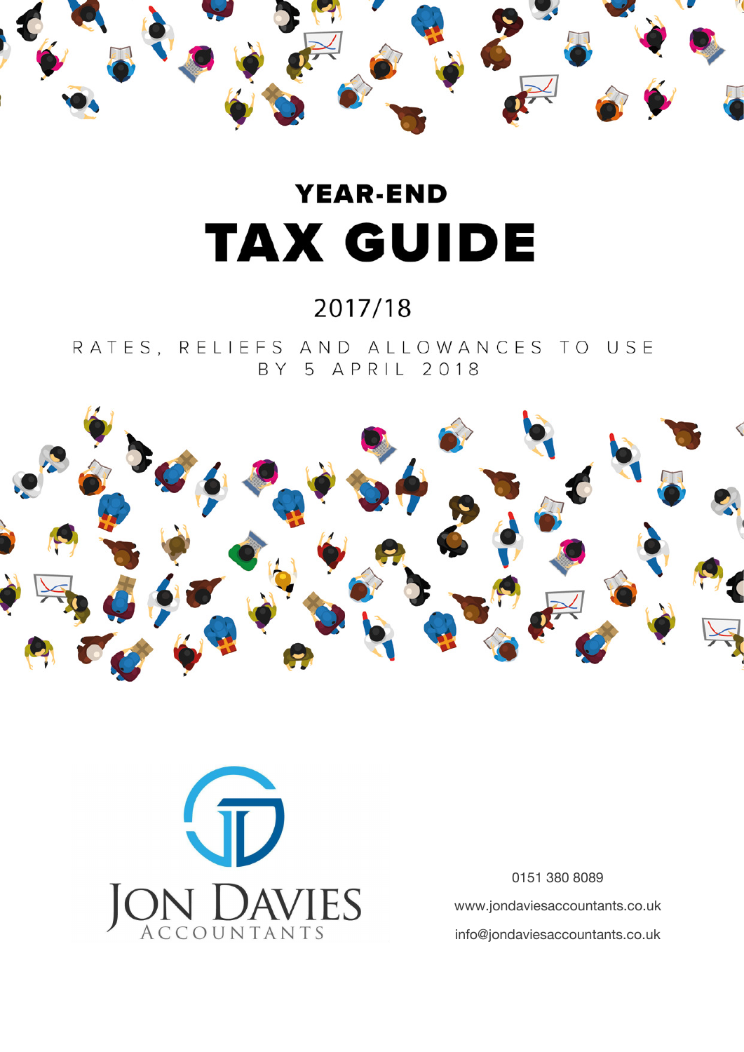# YEAR-END

# TAX GUIDE

2017/18

RATES, RELIEFS AND ALLOWANCES TO USE BY 5 APRIL 2018

JON DAVIES ACCOUNTANTS

0151 380 8089

www.jondaviesaccountants.co.uk

info@jondaviesaccountants.co.uk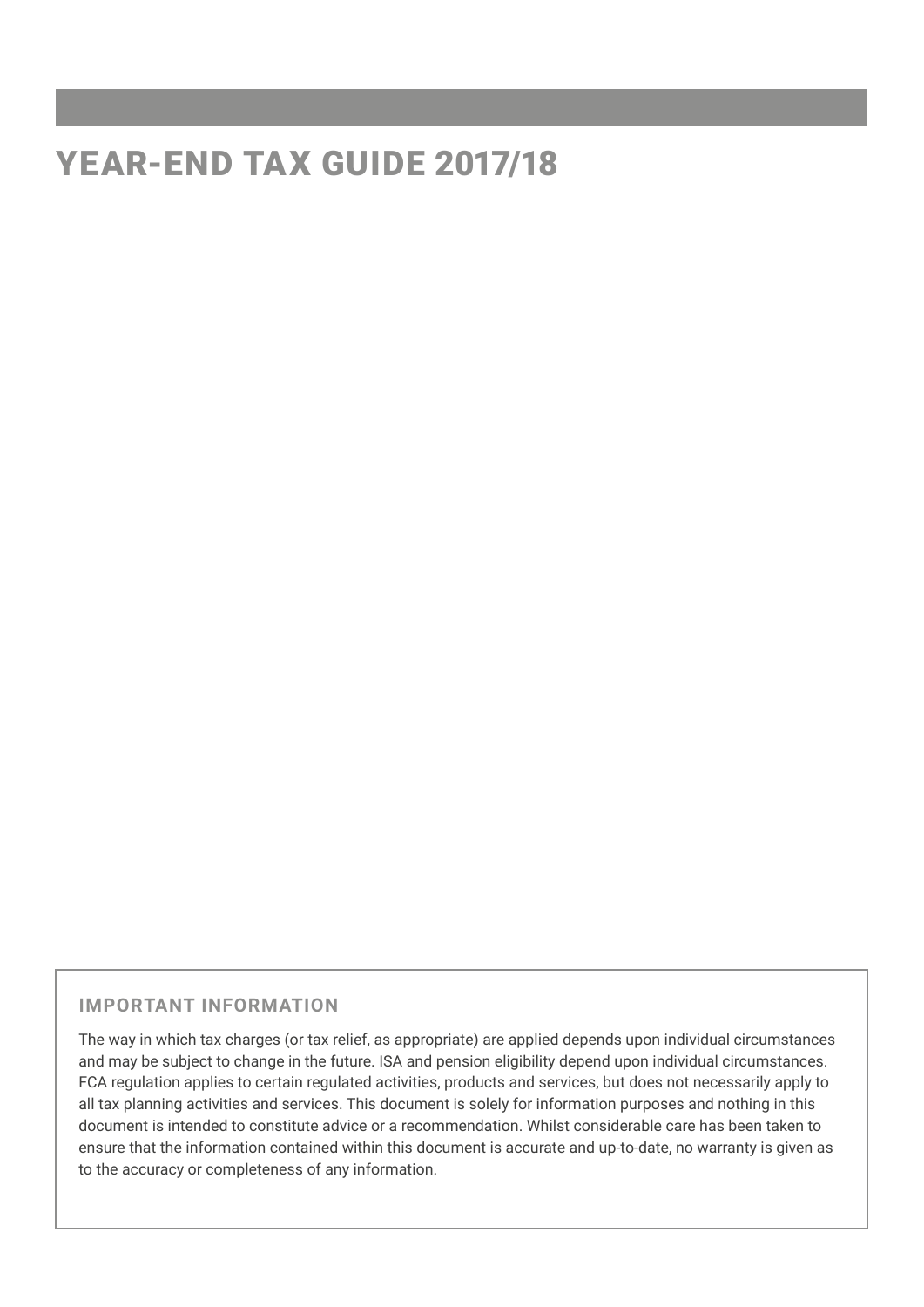# YEAR-END TAX GUIDE 2017/18

**IMPORTANT INFORMATION**

The way in which tax charges (or tax relief, as appropriate) are applied depends upon individual circumstances and may be subject to change in the future. ISA and pension eligibility depend upon individual circumstances. FCA regulation applies to certain regulated activities, products and services, but does not necessarily apply to all tax planning activities and services. This document is solely for information purposes and nothing in this document is intended to constitute advice or a recommendation. Whilst considerable care has been taken to ensure that the information contained within this document is accurate and up-to-date, no warranty is given as to the accuracy or completeness of any information.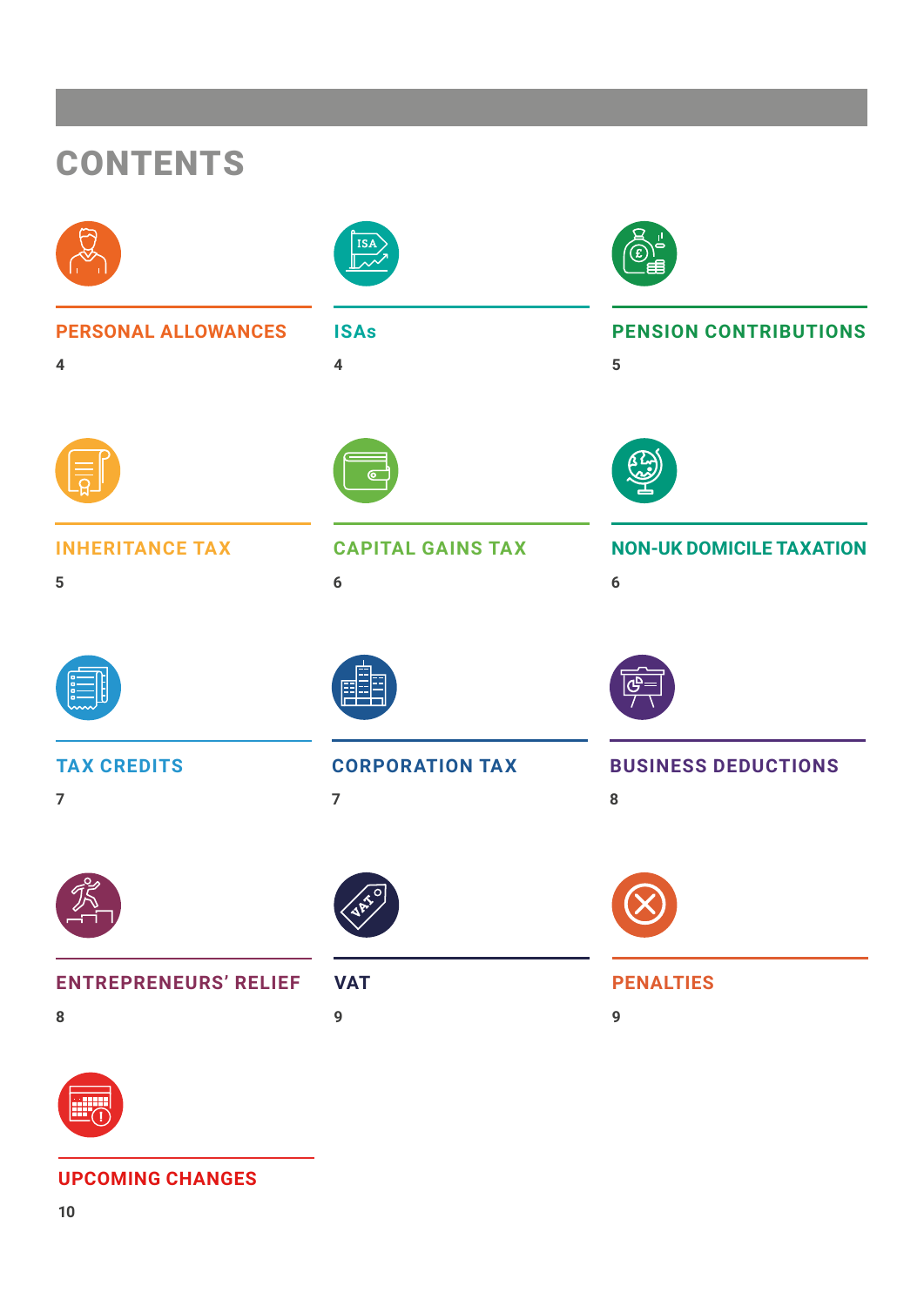# CONTENTS

| Section | Page |
|---|---|
| PERSONAL ALLOWANCES | 4 |
| ISAs | 4 |
| PENSION CONTRIBUTIONS | 5 |
| INHERITANCE TAX | 5 |
| CAPITAL GAINS TAX | 6 |
| NON-UK DOMICILE TAXATION | 6 |
| TAX CREDITS | 7 |
| CORPORATION TAX | 7 |
| BUSINESS DEDUCTIONS | 8 |
| ENTREPRENEURS' RELIEF | 8 |
| VAT | 9 |
| PENALTIES | 9 |
| UPCOMING CHANGES | 10 |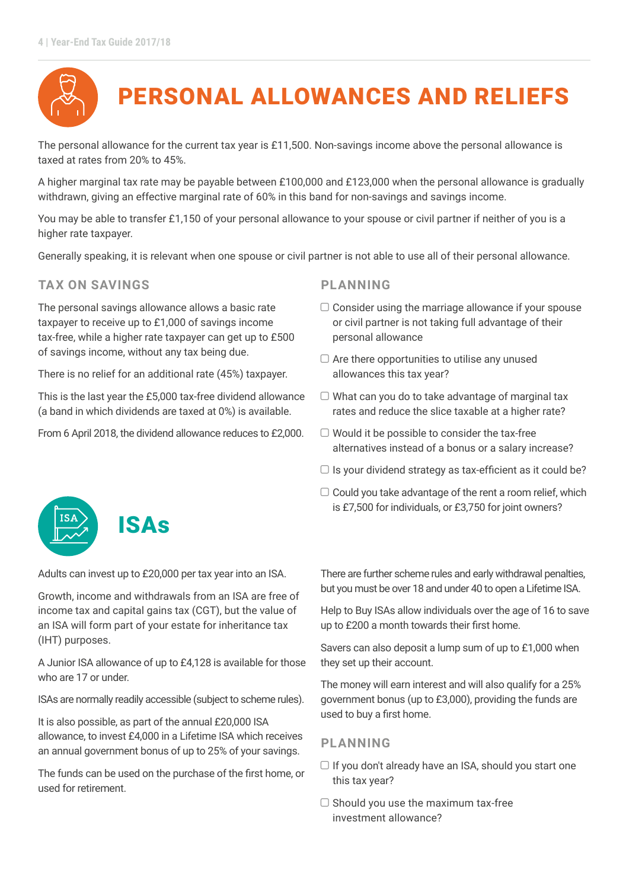# PERSONAL ALLOWANCES AND RELIEFS

The personal allowance for the current tax year is £11,500. Non-savings income above the personal allowance is taxed at rates from 20% to 45%.

A higher marginal tax rate may be payable between £100,000 and £123,000 when the personal allowance is gradually withdrawn, giving an effective marginal rate of 60% in this band for non-savings and savings income.

You may be able to transfer £1,150 of your personal allowance to your spouse or civil partner if neither of you is a higher rate taxpayer.

Generally speaking, it is relevant when one spouse or civil partner is not able to use all of their personal allowance.

## TAX ON SAVINGS

The personal savings allowance allows a basic rate taxpayer to receive up to £1,000 of savings income tax-free, while a higher rate taxpayer can get up to £500 of savings income, without any tax being due.

There is no relief for an additional rate (45%) taxpayer.

This is the last year the £5,000 tax-free dividend allowance (a band in which dividends are taxed at 0%) is available.

From 6 April 2018, the dividend allowance reduces to £2,000.

## PLANNING

- ☐ Consider using the marriage allowance if your spouse or civil partner is not taking full advantage of their personal allowance
- ☐ Are there opportunities to utilise any unused allowances this tax year?
- ☐ What can you do to take advantage of marginal tax rates and reduce the slice taxable at a higher rate?
- ☐ Would it be possible to consider the tax-free alternatives instead of a bonus or a salary increase?
- ☐ Is your dividend strategy as tax-efficient as it could be?
- ☐ Could you take advantage of the rent a room relief, which is £7,500 for individuals, or £3,750 for joint owners?

# ISAs

Adults can invest up to £20,000 per tax year into an ISA.

Growth, income and withdrawals from an ISA are free of income tax and capital gains tax (CGT), but the value of an ISA will form part of your estate for inheritance tax (IHT) purposes.

A Junior ISA allowance of up to £4,128 is available for those who are 17 or under.

ISAs are normally readily accessible (subject to scheme rules).

It is also possible, as part of the annual £20,000 ISA allowance, to invest £4,000 in a Lifetime ISA which receives an annual government bonus of up to 25% of your savings.

The funds can be used on the purchase of the first home, or used for retirement.

There are further scheme rules and early withdrawal penalties, but you must be over 18 and under 40 to open a Lifetime ISA.

Help to Buy ISAs allow individuals over the age of 16 to save up to £200 a month towards their first home.

Savers can also deposit a lump sum of up to £1,000 when they set up their account.

The money will earn interest and will also qualify for a 25% government bonus (up to £3,000), providing the funds are used to buy a first home.

## PLANNING

- ☐ If you don't already have an ISA, should you start one this tax year?
- ☐ Should you use the maximum tax-free investment allowance?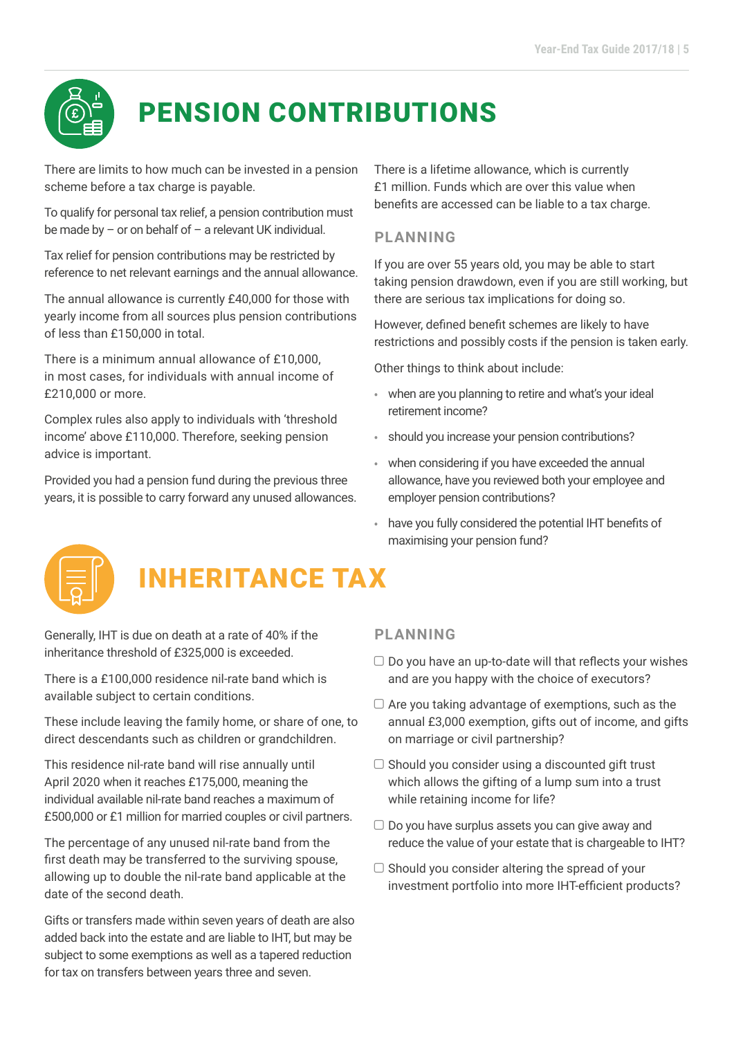# PENSION CONTRIBUTIONS

There are limits to how much can be invested in a pension scheme before a tax charge is payable.

To qualify for personal tax relief, a pension contribution must be made by – or on behalf of – a relevant UK individual.

Tax relief for pension contributions may be restricted by reference to net relevant earnings and the annual allowance.

The annual allowance is currently £40,000 for those with yearly income from all sources plus pension contributions of less than £150,000 in total.

There is a minimum annual allowance of £10,000, in most cases, for individuals with annual income of £210,000 or more.

Complex rules also apply to individuals with 'threshold income' above £110,000. Therefore, seeking pension advice is important.

Provided you had a pension fund during the previous three years, it is possible to carry forward any unused allowances.

There is a lifetime allowance, which is currently £1 million. Funds which are over this value when benefits are accessed can be liable to a tax charge.

## PLANNING

If you are over 55 years old, you may be able to start taking pension drawdown, even if you are still working, but there are serious tax implications for doing so.

However, defined benefit schemes are likely to have restrictions and possibly costs if the pension is taken early.

Other things to think about include:

- when are you planning to retire and what's your ideal retirement income?
- should you increase your pension contributions?
- when considering if you have exceeded the annual allowance, have you reviewed both your employee and employer pension contributions?
- have you fully considered the potential IHT benefits of maximising your pension fund?

# INHERITANCE TAX

Generally, IHT is due on death at a rate of 40% if the inheritance threshold of £325,000 is exceeded.

There is a £100,000 residence nil-rate band which is available subject to certain conditions.

These include leaving the family home, or share of one, to direct descendants such as children or grandchildren.

This residence nil-rate band will rise annually until April 2020 when it reaches £175,000, meaning the individual available nil-rate band reaches a maximum of £500,000 or £1 million for married couples or civil partners.

The percentage of any unused nil-rate band from the first death may be transferred to the surviving spouse, allowing up to double the nil-rate band applicable at the date of the second death.

Gifts or transfers made within seven years of death are also added back into the estate and are liable to IHT, but may be subject to some exemptions as well as a tapered reduction for tax on transfers between years three and seven.

## PLANNING

- ☐ Do you have an up-to-date will that reflects your wishes and are you happy with the choice of executors?
- ☐ Are you taking advantage of exemptions, such as the annual £3,000 exemption, gifts out of income, and gifts on marriage or civil partnership?
- ☐ Should you consider using a discounted gift trust which allows the gifting of a lump sum into a trust while retaining income for life?
- ☐ Do you have surplus assets you can give away and reduce the value of your estate that is chargeable to IHT?
- ☐ Should you consider altering the spread of your investment portfolio into more IHT-efficient products?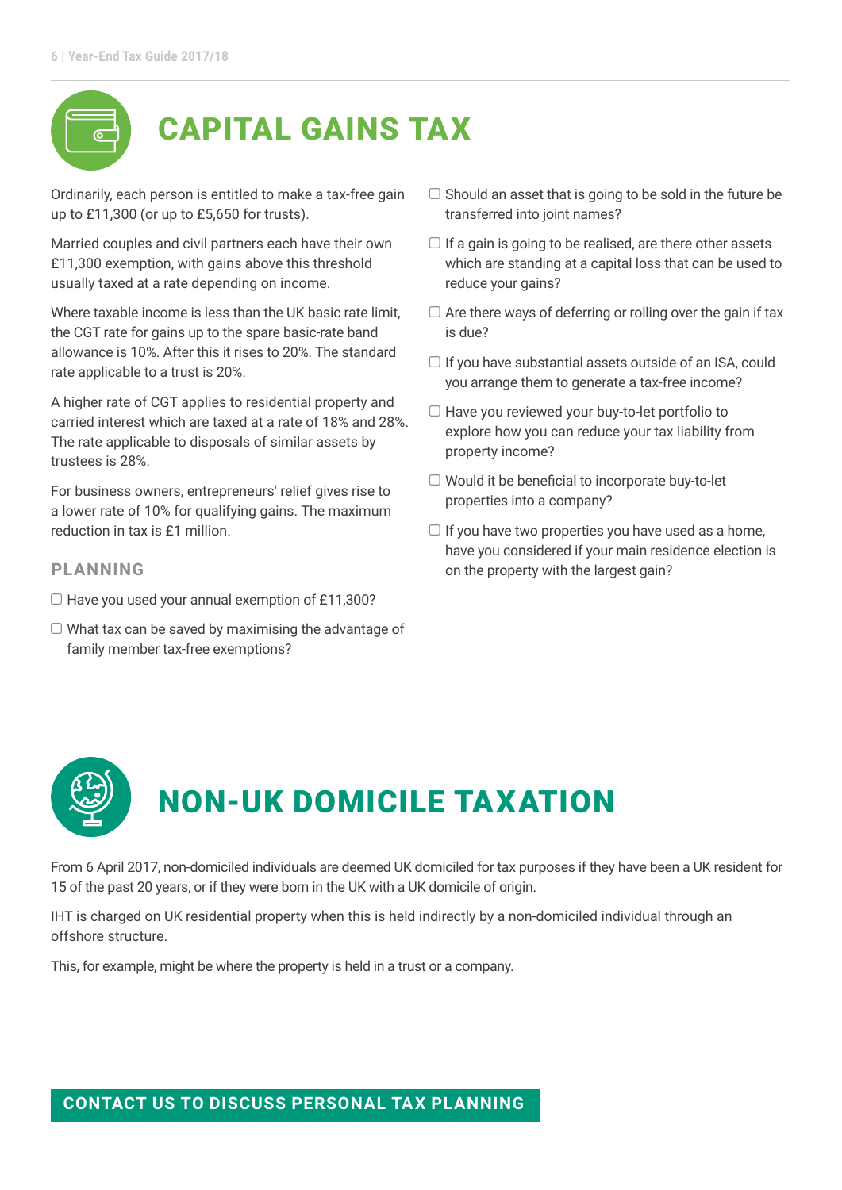# CAPITAL GAINS TAX

Ordinarily, each person is entitled to make a tax-free gain up to £11,300 (or up to £5,650 for trusts).

Married couples and civil partners each have their own £11,300 exemption, with gains above this threshold usually taxed at a rate depending on income.

Where taxable income is less than the UK basic rate limit, the CGT rate for gains up to the spare basic-rate band allowance is 10%. After this it rises to 20%. The standard rate applicable to a trust is 20%.

A higher rate of CGT applies to residential property and carried interest which are taxed at a rate of 18% and 28%. The rate applicable to disposals of similar assets by trustees is 28%.

For business owners, entrepreneurs' relief gives rise to a lower rate of 10% for qualifying gains. The maximum reduction in tax is £1 million.

## PLANNING

- ☐ Have you used your annual exemption of £11,300?
- ☐ What tax can be saved by maximising the advantage of family member tax-free exemptions?
- ☐ Should an asset that is going to be sold in the future be transferred into joint names?
- ☐ If a gain is going to be realised, are there other assets which are standing at a capital loss that can be used to reduce your gains?
- ☐ Are there ways of deferring or rolling over the gain if tax is due?
- ☐ If you have substantial assets outside of an ISA, could you arrange them to generate a tax-free income?
- ☐ Have you reviewed your buy-to-let portfolio to explore how you can reduce your tax liability from property income?
- ☐ Would it be beneficial to incorporate buy-to-let properties into a company?
- ☐ If you have two properties you have used as a home, have you considered if your main residence election is on the property with the largest gain?

# NON-UK DOMICILE TAXATION

From 6 April 2017, non-domiciled individuals are deemed UK domiciled for tax purposes if they have been a UK resident for 15 of the past 20 years, or if they were born in the UK with a UK domicile of origin.

IHT is charged on UK residential property when this is held indirectly by a non-domiciled individual through an offshore structure.

This, for example, might be where the property is held in a trust or a company.

**CONTACT US TO DISCUSS PERSONAL TAX PLANNING**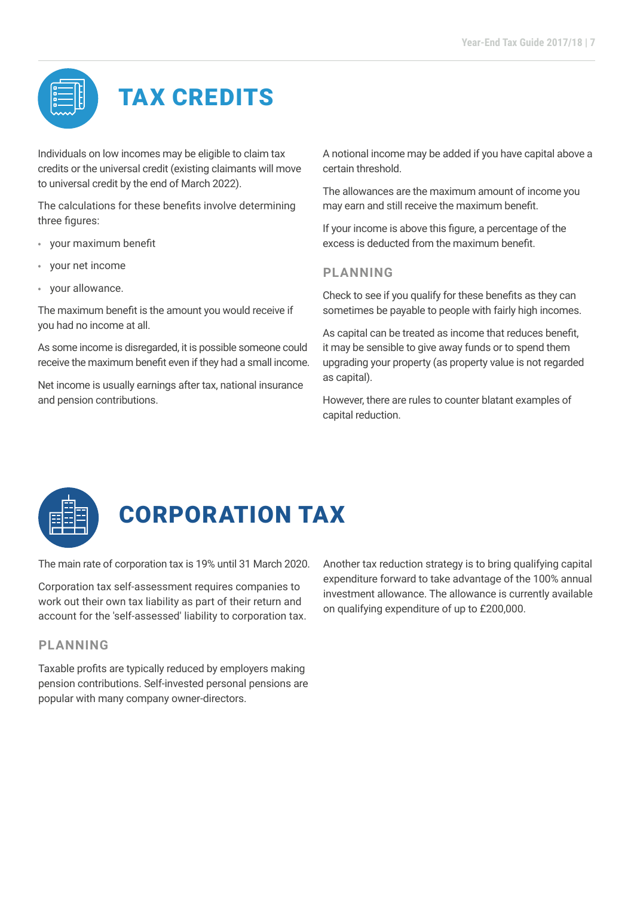# TAX CREDITS

Individuals on low incomes may be eligible to claim tax credits or the universal credit (existing claimants will move to universal credit by the end of March 2022).

The calculations for these benefits involve determining three figures:

- your maximum benefit
- your net income
- your allowance.

The maximum benefit is the amount you would receive if you had no income at all.

As some income is disregarded, it is possible someone could receive the maximum benefit even if they had a small income.

Net income is usually earnings after tax, national insurance and pension contributions.

A notional income may be added if you have capital above a certain threshold.

The allowances are the maximum amount of income you may earn and still receive the maximum benefit.

If your income is above this figure, a percentage of the excess is deducted from the maximum benefit.

## PLANNING

Check to see if you qualify for these benefits as they can sometimes be payable to people with fairly high incomes.

As capital can be treated as income that reduces benefit, it may be sensible to give away funds or to spend them upgrading your property (as property value is not regarded as capital).

However, there are rules to counter blatant examples of capital reduction.

# CORPORATION TAX

The main rate of corporation tax is 19% until 31 March 2020.

Corporation tax self-assessment requires companies to work out their own tax liability as part of their return and account for the 'self-assessed' liability to corporation tax.

## PLANNING

Taxable profits are typically reduced by employers making pension contributions. Self-invested personal pensions are popular with many company owner-directors.

Another tax reduction strategy is to bring qualifying capital expenditure forward to take advantage of the 100% annual investment allowance. The allowance is currently available on qualifying expenditure of up to £200,000.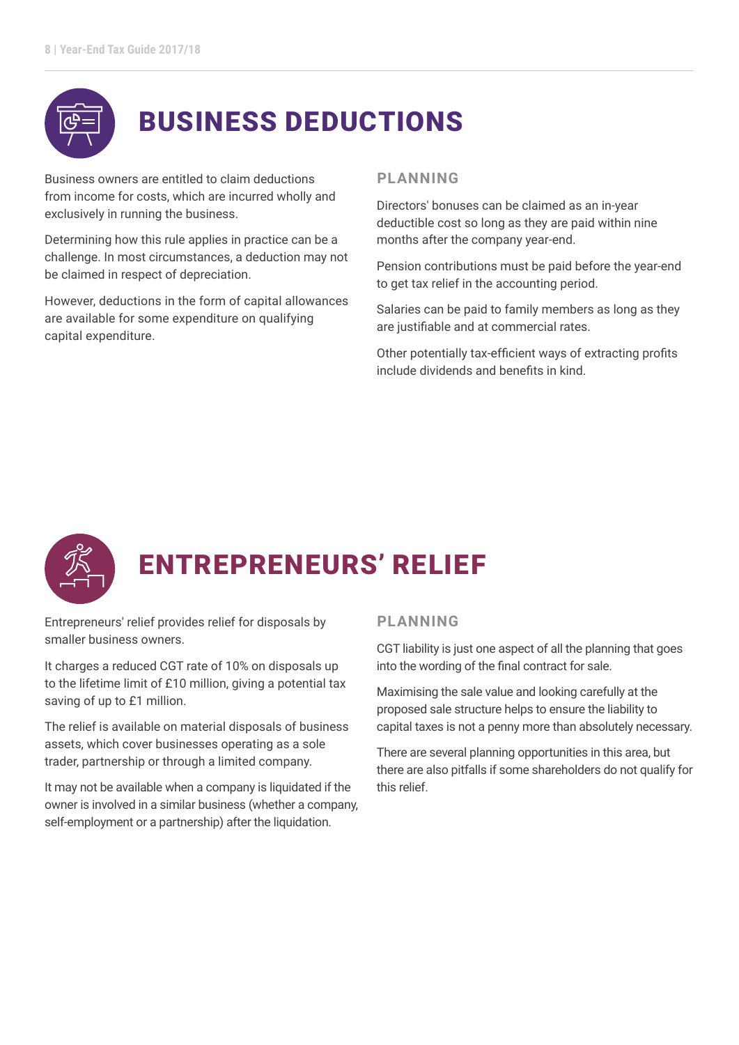# BUSINESS DEDUCTIONS

Business owners are entitled to claim deductions from income for costs, which are incurred wholly and exclusively in running the business.

Determining how this rule applies in practice can be a challenge. In most circumstances, a deduction may not be claimed in respect of depreciation.

However, deductions in the form of capital allowances are available for some expenditure on qualifying capital expenditure.

## PLANNING

Directors' bonuses can be claimed as an in-year deductible cost so long as they are paid within nine months after the company year-end.

Pension contributions must be paid before the year-end to get tax relief in the accounting period.

Salaries can be paid to family members as long as they are justifiable and at commercial rates.

Other potentially tax-efficient ways of extracting profits include dividends and benefits in kind.

# ENTREPRENEURS' RELIEF

Entrepreneurs' relief provides relief for disposals by smaller business owners.

It charges a reduced CGT rate of 10% on disposals up to the lifetime limit of £10 million, giving a potential tax saving of up to £1 million.

The relief is available on material disposals of business assets, which cover businesses operating as a sole trader, partnership or through a limited company.

It may not be available when a company is liquidated if the owner is involved in a similar business (whether a company, self-employment or a partnership) after the liquidation.

## PLANNING

CGT liability is just one aspect of all the planning that goes into the wording of the final contract for sale.

Maximising the sale value and looking carefully at the proposed sale structure helps to ensure the liability to capital taxes is not a penny more than absolutely necessary.

There are several planning opportunities in this area, but there are also pitfalls if some shareholders do not qualify for this relief.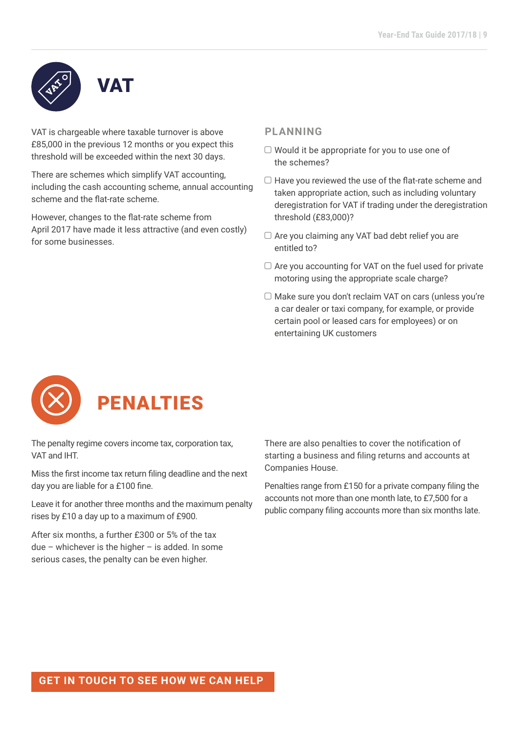# VAT

VAT is chargeable where taxable turnover is above £85,000 in the previous 12 months or you expect this threshold will be exceeded within the next 30 days.

There are schemes which simplify VAT accounting, including the cash accounting scheme, annual accounting scheme and the flat-rate scheme.

However, changes to the flat-rate scheme from April 2017 have made it less attractive (and even costly) for some businesses.

## PLANNING

- ☐ Would it be appropriate for you to use one of the schemes?
- ☐ Have you reviewed the use of the flat-rate scheme and taken appropriate action, such as including voluntary deregistration for VAT if trading under the deregistration threshold (£83,000)?
- ☐ Are you claiming any VAT bad debt relief you are entitled to?
- ☐ Are you accounting for VAT on the fuel used for private motoring using the appropriate scale charge?
- ☐ Make sure you don't reclaim VAT on cars (unless you're a car dealer or taxi company, for example, or provide certain pool or leased cars for employees) or on entertaining UK customers

# PENALTIES

The penalty regime covers income tax, corporation tax, VAT and IHT.

Miss the first income tax return filing deadline and the next day you are liable for a £100 fine.

Leave it for another three months and the maximum penalty rises by £10 a day up to a maximum of £900.

After six months, a further £300 or 5% of the tax due – whichever is the higher – is added. In some serious cases, the penalty can be even higher.

There are also penalties to cover the notification of starting a business and filing returns and accounts at Companies House.

Penalties range from £150 for a private company filing the accounts not more than one month late, to £7,500 for a public company filing accounts more than six months late.

**GET IN TOUCH TO SEE HOW WE CAN HELP**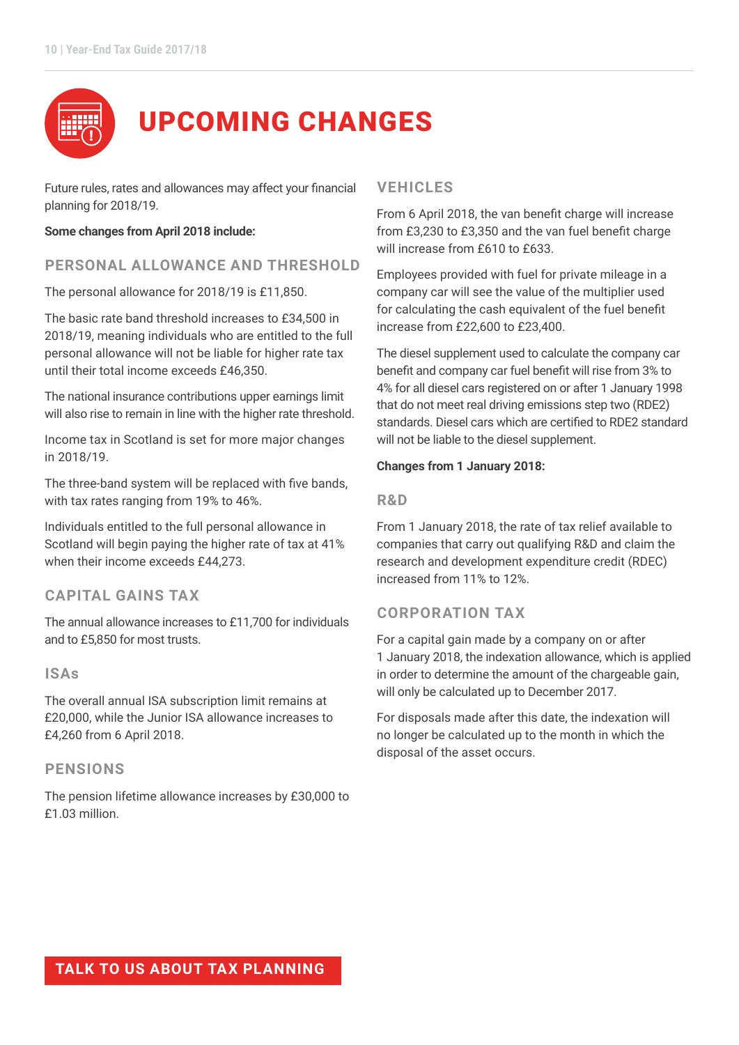# UPCOMING CHANGES

Future rules, rates and allowances may affect your financial planning for 2018/19.

**Some changes from April 2018 include:**

## PERSONAL ALLOWANCE AND THRESHOLD

The personal allowance for 2018/19 is £11,850.

The basic rate band threshold increases to £34,500 in 2018/19, meaning individuals who are entitled to the full personal allowance will not be liable for higher rate tax until their total income exceeds £46,350.

The national insurance contributions upper earnings limit will also rise to remain in line with the higher rate threshold.

Income tax in Scotland is set for more major changes in 2018/19.

The three-band system will be replaced with five bands, with tax rates ranging from 19% to 46%.

Individuals entitled to the full personal allowance in Scotland will begin paying the higher rate of tax at 41% when their income exceeds £44,273.

## CAPITAL GAINS TAX

The annual allowance increases to £11,700 for individuals and to £5,850 for most trusts.

## ISAs

The overall annual ISA subscription limit remains at £20,000, while the Junior ISA allowance increases to £4,260 from 6 April 2018.

## PENSIONS

The pension lifetime allowance increases by £30,000 to £1.03 million.

## VEHICLES

From 6 April 2018, the van benefit charge will increase from £3,230 to £3,350 and the van fuel benefit charge will increase from £610 to £633.

Employees provided with fuel for private mileage in a company car will see the value of the multiplier used for calculating the cash equivalent of the fuel benefit increase from £22,600 to £23,400.

The diesel supplement used to calculate the company car benefit and company car fuel benefit will rise from 3% to 4% for all diesel cars registered on or after 1 January 1998 that do not meet real driving emissions step two (RDE2) standards. Diesel cars which are certified to RDE2 standard will not be liable to the diesel supplement.

**Changes from 1 January 2018:**

## R&D

From 1 January 2018, the rate of tax relief available to companies that carry out qualifying R&D and claim the research and development expenditure credit (RDEC) increased from 11% to 12%.

## CORPORATION TAX

For a capital gain made by a company on or after 1 January 2018, the indexation allowance, which is applied in order to determine the amount of the chargeable gain, will only be calculated up to December 2017.

For disposals made after this date, the indexation will no longer be calculated up to the month in which the disposal of the asset occurs.

**TALK TO US ABOUT TAX PLANNING**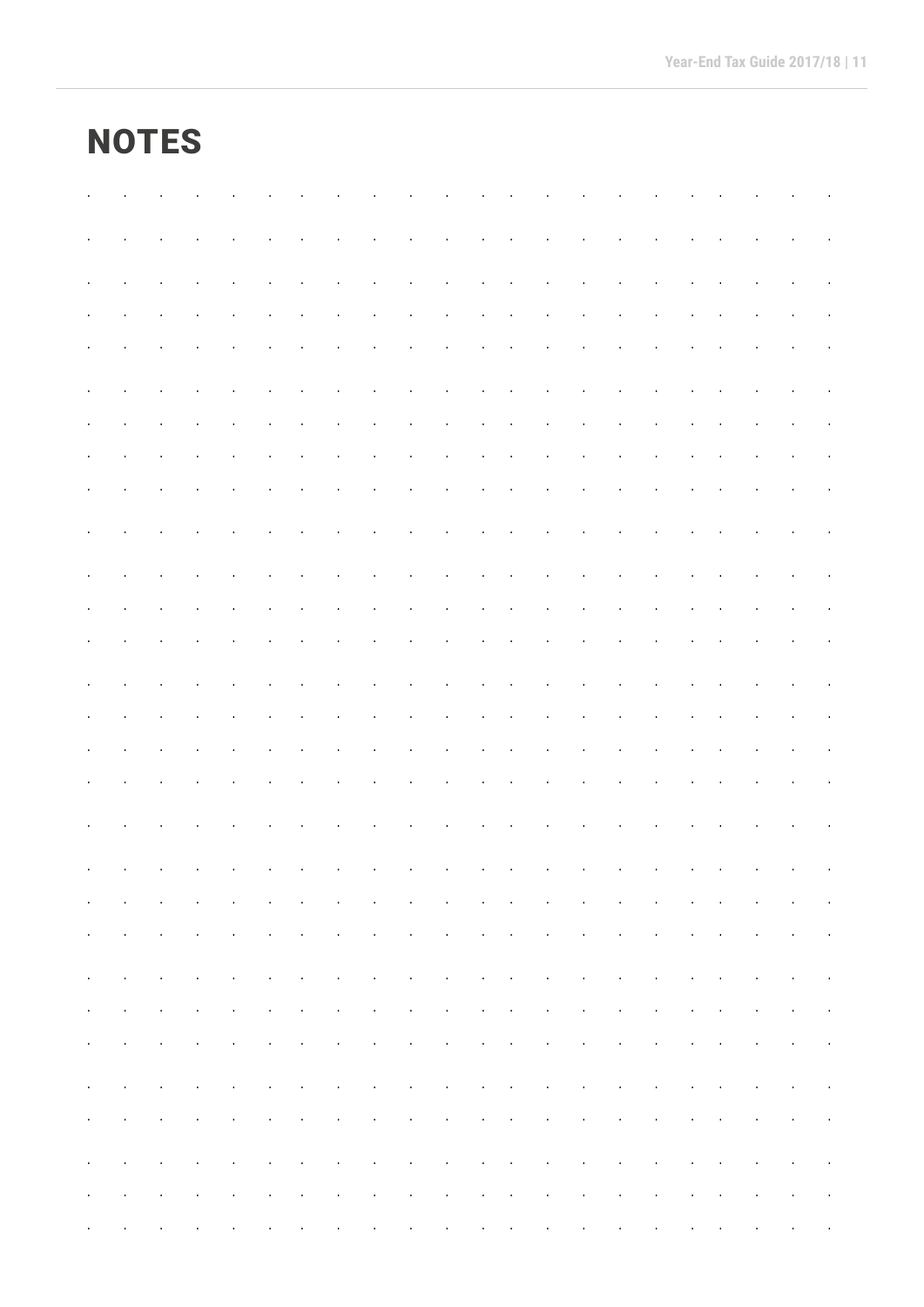# NOTES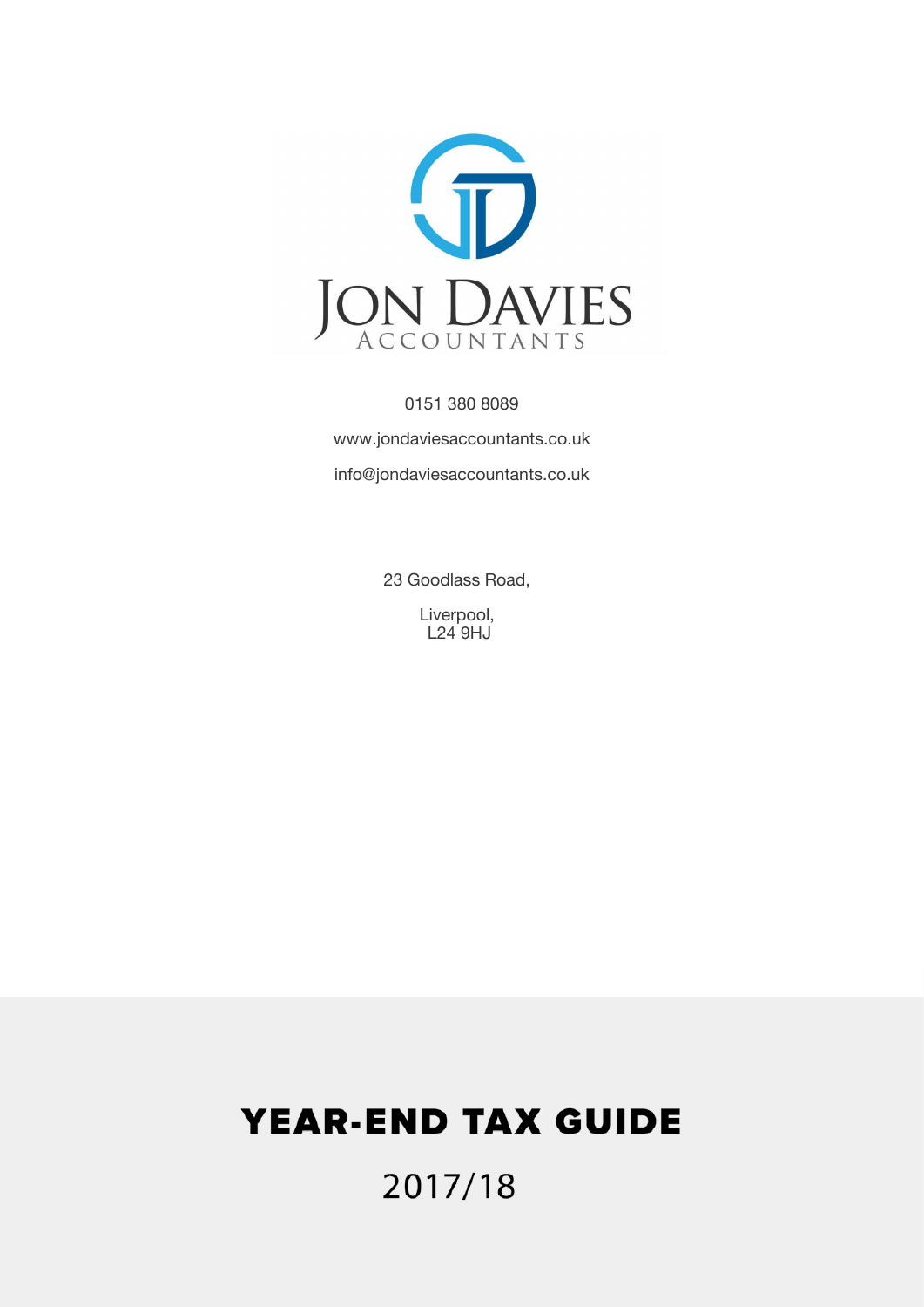JON DAVIES

ACCOUNTANTS

0151 380 8089

www.jondaviesaccountants.co.uk

info@jondaviesaccountants.co.uk

23 Goodlass Road,

Liverpool,
L24 9HJ

# YEAR-END TAX GUIDE

2017/18